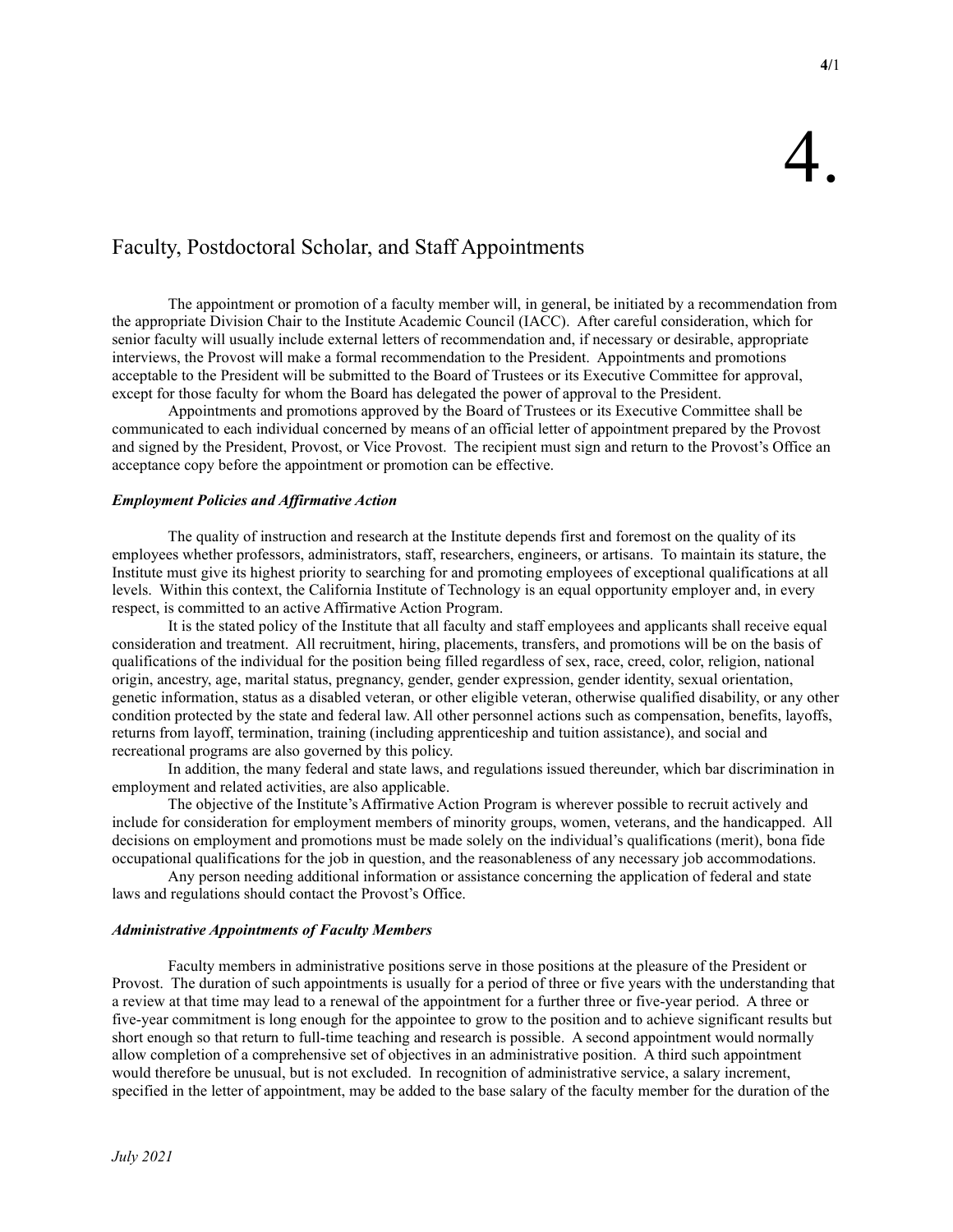# 4.

## Faculty, Postdoctoral Scholar, and Staff Appointments

The appointment or promotion of a faculty member will, in general, be initiated by a recommendation from the appropriate Division Chair to the Institute Academic Council (IACC). After careful consideration, which for senior faculty will usually include external letters of recommendation and, if necessary or desirable, appropriate interviews, the Provost will make a formal recommendation to the President. Appointments and promotions acceptable to the President will be submitted to the Board of Trustees or its Executive Committee for approval, except for those faculty for whom the Board has delegated the power of approval to the President.

Appointments and promotions approved by the Board of Trustees or its Executive Committee shall be communicated to each individual concerned by means of an official letter of appointment prepared by the Provost and signed by the President, Provost, or Vice Provost. The recipient must sign and return to the Provost's Office an acceptance copy before the appointment or promotion can be effective.

### *Employment Policies and Affirmative Action*

The quality of instruction and research at the Institute depends first and foremost on the quality of its employees whether professors, administrators, staff, researchers, engineers, or artisans. To maintain its stature, the Institute must give its highest priority to searching for and promoting employees of exceptional qualifications at all levels. Within this context, the California Institute of Technology is an equal opportunity employer and, in every respect, is committed to an active Affirmative Action Program.

It is the stated policy of the Institute that all faculty and staff employees and applicants shall receive equal consideration and treatment. All recruitment, hiring, placements, transfers, and promotions will be on the basis of qualifications of the individual for the position being filled regardless of sex, race, creed, color, religion, national origin, ancestry, age, marital status, pregnancy, gender, gender expression, gender identity, sexual orientation, genetic information, status as a disabled veteran, or other eligible veteran, otherwise qualified disability, or any other condition protected by the state and federal law. All other personnel actions such as compensation, benefits, layoffs, returns from layoff, termination, training (including apprenticeship and tuition assistance), and social and recreational programs are also governed by this policy.

In addition, the many federal and state laws, and regulations issued thereunder, which bar discrimination in employment and related activities, are also applicable.

The objective of the Institute's Affirmative Action Program is wherever possible to recruit actively and include for consideration for employment members of minority groups, women, veterans, and the handicapped. All decisions on employment and promotions must be made solely on the individual's qualifications (merit), bona fide occupational qualifications for the job in question, and the reasonableness of any necessary job accommodations.

Any person needing additional information or assistance concerning the application of federal and state laws and regulations should contact the Provost's Office.

### *Administrative Appointments of Faculty Members*

Faculty members in administrative positions serve in those positions at the pleasure of the President or Provost. The duration of such appointments is usually for a period of three or five years with the understanding that a review at that time may lead to a renewal of the appointment for a further three or five-year period. A three or five-year commitment is long enough for the appointee to grow to the position and to achieve significant results but short enough so that return to full-time teaching and research is possible. A second appointment would normally allow completion of a comprehensive set of objectives in an administrative position. A third such appointment would therefore be unusual, but is not excluded. In recognition of administrative service, a salary increment, specified in the letter of appointment, may be added to the base salary of the faculty member for the duration of the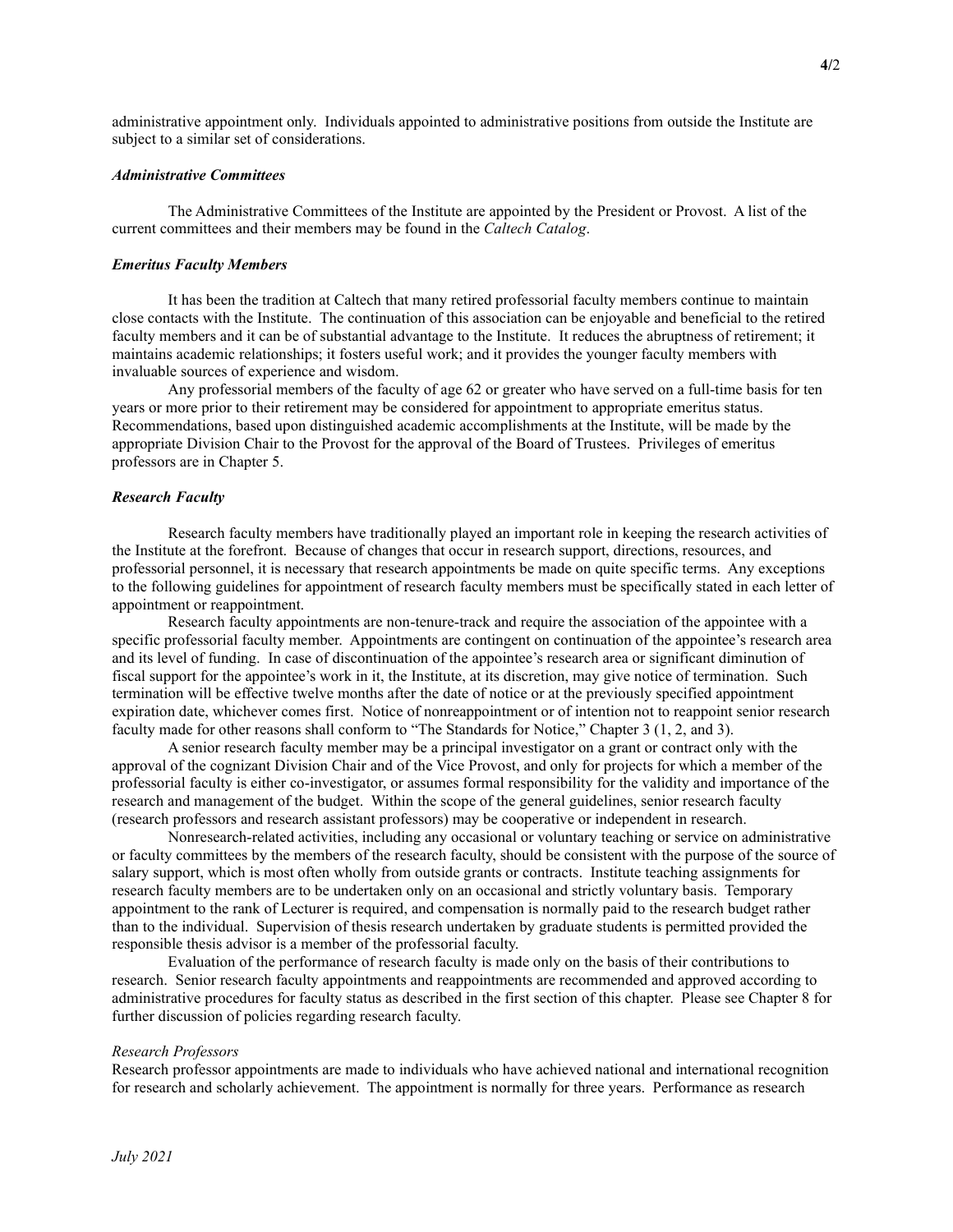administrative appointment only. Individuals appointed to administrative positions from outside the Institute are subject to a similar set of considerations.

### *Administrative Committees*

The Administrative Committees of the Institute are appointed by the President or Provost. A list of the current committees and their members may be found in the *Caltech Catalog*.

### *Emeritus Faculty Members*

It has been the tradition at Caltech that many retired professorial faculty members continue to maintain close contacts with the Institute. The continuation of this association can be enjoyable and beneficial to the retired faculty members and it can be of substantial advantage to the Institute. It reduces the abruptness of retirement; it maintains academic relationships; it fosters useful work; and it provides the younger faculty members with invaluable sources of experience and wisdom.

Any professorial members of the faculty of age 62 or greater who have served on a full-time basis for ten years or more prior to their retirement may be considered for appointment to appropriate emeritus status. Recommendations, based upon distinguished academic accomplishments at the Institute, will be made by the appropriate Division Chair to the Provost for the approval of the Board of Trustees. Privileges of emeritus professors are in Chapter 5.

### *Research Faculty*

Research faculty members have traditionally played an important role in keeping the research activities of the Institute at the forefront. Because of changes that occur in research support, directions, resources, and professorial personnel, it is necessary that research appointments be made on quite specific terms. Any exceptions to the following guidelines for appointment of research faculty members must be specifically stated in each letter of appointment or reappointment.

Research faculty appointments are non-tenure-track and require the association of the appointee with a specific professorial faculty member. Appointments are contingent on continuation of the appointee's research area and its level of funding. In case of discontinuation of the appointee's research area or significant diminution of fiscal support for the appointee's work in it, the Institute, at its discretion, may give notice of termination. Such termination will be effective twelve months after the date of notice or at the previously specified appointment expiration date, whichever comes first. Notice of nonreappointment or of intention not to reappoint senior research faculty made for other reasons shall conform to "The Standards for Notice," Chapter 3 (1, 2, and 3).

A senior research faculty member may be a principal investigator on a grant or contract only with the approval of the cognizant Division Chair and of the Vice Provost, and only for projects for which a member of the professorial faculty is either co-investigator, or assumes formal responsibility for the validity and importance of the research and management of the budget. Within the scope of the general guidelines, senior research faculty (research professors and research assistant professors) may be cooperative or independent in research.

Nonresearch-related activities, including any occasional or voluntary teaching or service on administrative or faculty committees by the members of the research faculty, should be consistent with the purpose of the source of salary support, which is most often wholly from outside grants or contracts. Institute teaching assignments for research faculty members are to be undertaken only on an occasional and strictly voluntary basis. Temporary appointment to the rank of Lecturer is required, and compensation is normally paid to the research budget rather than to the individual. Supervision of thesis research undertaken by graduate students is permitted provided the responsible thesis advisor is a member of the professorial faculty.

Evaluation of the performance of research faculty is made only on the basis of their contributions to research. Senior research faculty appointments and reappointments are recommended and approved according to administrative procedures for faculty status as described in the first section of this chapter. Please see Chapter 8 for further discussion of policies regarding research faculty.

#### *Research Professors*

Research professor appointments are made to individuals who have achieved national and international recognition for research and scholarly achievement. The appointment is normally for three years. Performance as research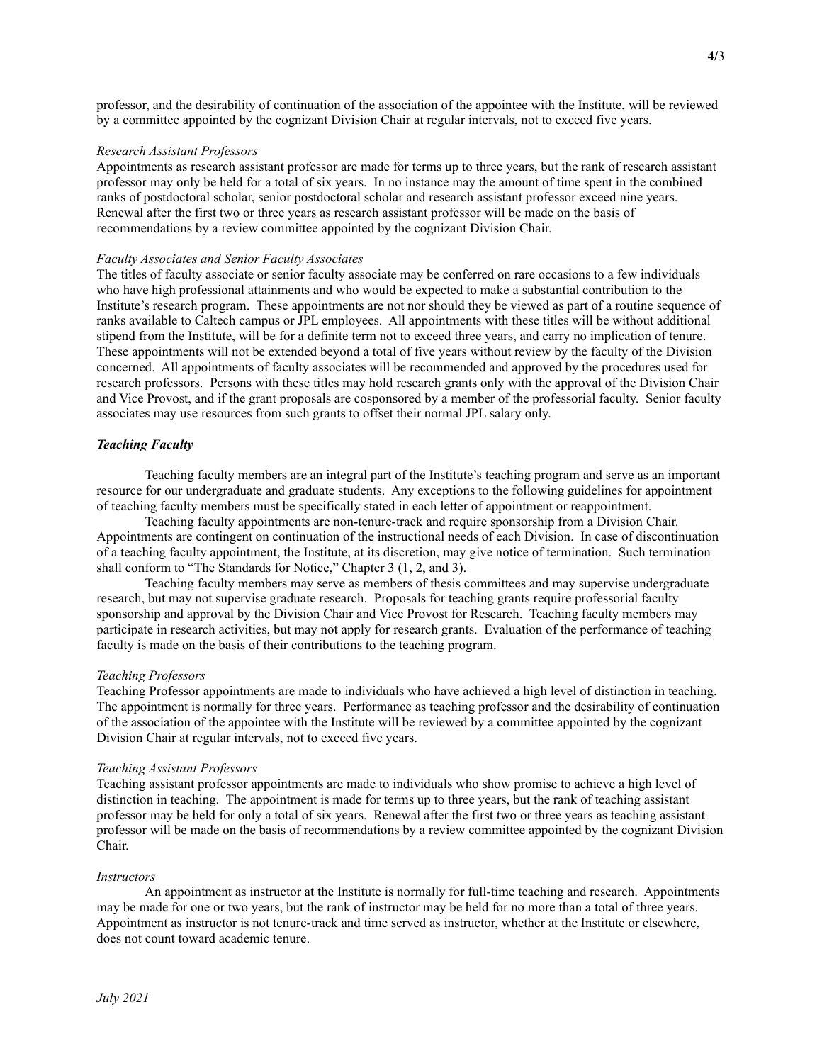professor, and the desirability of continuation of the association of the appointee with the Institute, will be reviewed by a committee appointed by the cognizant Division Chair at regular intervals, not to exceed five years.

*Research Assistant Professors*

Appointments as research assistant professor are made for terms up to three years, but the rank of research assistant professor may only be held for a total of six years. In no instance may the amount of time spent in the combined ranks of postdoctoral scholar, senior postdoctoral scholar and research assistant professor exceed nine years. Renewal after the first two or three years as research assistant professor will be made on the basis of recommendations by a review committee appointed by the cognizant Division Chair.

*Faculty Associates and Senior Faculty Associates*

The titles of faculty associate or senior faculty associate may be conferred on rare occasions to a few individuals who have high professional attainments and who would be expected to make a substantial contribution to the Institute's research program. These appointments are not nor should they be viewed as part of a routine sequence of ranks available to Caltech campus or JPL employees. All appointments with these titles will be without additional stipend from the Institute, will be for a definite term not to exceed three years, and carry no implication of tenure. These appointments will not be extended beyond a total of five years without review by the faculty of the Division concerned. All appointments of faculty associates will be recommended and approved by the procedures used for research professors. Persons with these titles may hold research grants only with the approval of the Division Chair and Vice Provost, and if the grant proposals are cosponsored by a member of the professorial faculty. Senior faculty associates may use resources from such grants to offset their normal JPL salary only.

***Teaching Faculty***

Teaching faculty members are an integral part of the Institute's teaching program and serve as an important resource for our undergraduate and graduate students. Any exceptions to the following guidelines for appointment of teaching faculty members must be specifically stated in each letter of appointment or reappointment.

Teaching faculty appointments are non-tenure-track and require sponsorship from a Division Chair. Appointments are contingent on continuation of the instructional needs of each Division. In case of discontinuation of a teaching faculty appointment, the Institute, at its discretion, may give notice of termination. Such termination shall conform to "The Standards for Notice," Chapter 3 (1, 2, and 3).

Teaching faculty members may serve as members of thesis committees and may supervise undergraduate research, but may not supervise graduate research. Proposals for teaching grants require professorial faculty sponsorship and approval by the Division Chair and Vice Provost for Research. Teaching faculty members may participate in research activities, but may not apply for research grants. Evaluation of the performance of teaching faculty is made on the basis of their contributions to the teaching program.

*Teaching Professors*

Teaching Professor appointments are made to individuals who have achieved a high level of distinction in teaching. The appointment is normally for three years. Performance as teaching professor and the desirability of continuation of the association of the appointee with the Institute will be reviewed by a committee appointed by the cognizant Division Chair at regular intervals, not to exceed five years.

*Teaching Assistant Professors*

Teaching assistant professor appointments are made to individuals who show promise to achieve a high level of distinction in teaching. The appointment is made for terms up to three years, but the rank of teaching assistant professor may be held for only a total of six years. Renewal after the first two or three years as teaching assistant professor will be made on the basis of recommendations by a review committee appointed by the cognizant Division Chair.

*Instructors*

An appointment as instructor at the Institute is normally for full-time teaching and research. Appointments may be made for one or two years, but the rank of instructor may be held for no more than a total of three years. Appointment as instructor is not tenure-track and time served as instructor, whether at the Institute or elsewhere, does not count toward academic tenure.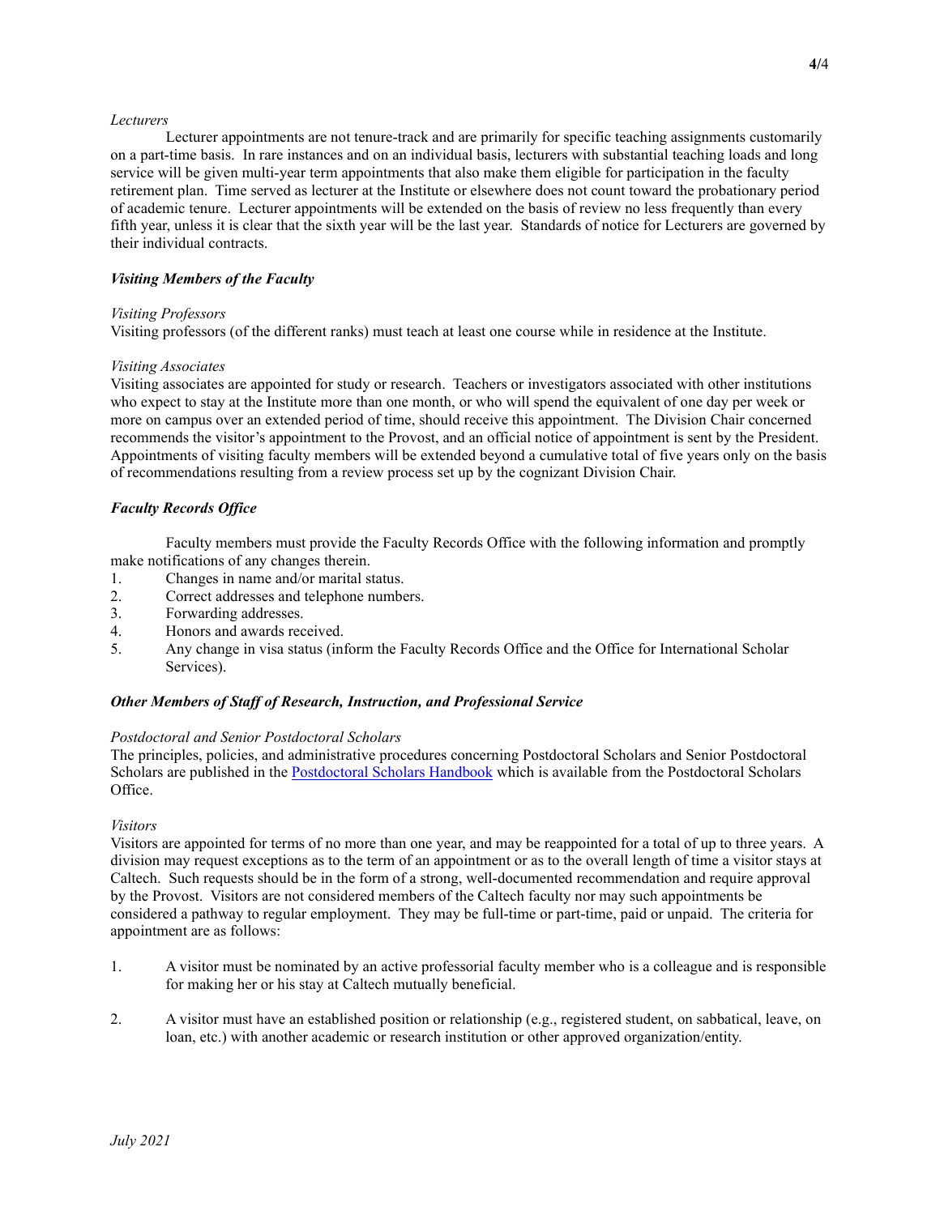*Lecturers*

Lecturer appointments are not tenure-track and are primarily for specific teaching assignments customarily on a part-time basis. In rare instances and on an individual basis, lecturers with substantial teaching loads and long service will be given multi-year term appointments that also make them eligible for participation in the faculty retirement plan. Time served as lecturer at the Institute or elsewhere does not count toward the probationary period of academic tenure. Lecturer appointments will be extended on the basis of review no less frequently than every fifth year, unless it is clear that the sixth year will be the last year. Standards of notice for Lecturers are governed by their individual contracts.

### ***Visiting Members of the Faculty***

*Visiting Professors*

Visiting professors (of the different ranks) must teach at least one course while in residence at the Institute.

*Visiting Associates*

Visiting associates are appointed for study or research. Teachers or investigators associated with other institutions who expect to stay at the Institute more than one month, or who will spend the equivalent of one day per week or more on campus over an extended period of time, should receive this appointment. The Division Chair concerned recommends the visitor's appointment to the Provost, and an official notice of appointment is sent by the President. Appointments of visiting faculty members will be extended beyond a cumulative total of five years only on the basis of recommendations resulting from a review process set up by the cognizant Division Chair.

### ***Faculty Records Office***

Faculty members must provide the Faculty Records Office with the following information and promptly make notifications of any changes therein.

1. Changes in name and/or marital status.
2. Correct addresses and telephone numbers.
3. Forwarding addresses.
4. Honors and awards received.
5. Any change in visa status (inform the Faculty Records Office and the Office for International Scholar Services).

### ***Other Members of Staff of Research, Instruction, and Professional Service***

*Postdoctoral and Senior Postdoctoral Scholars*

The principles, policies, and administrative procedures concerning Postdoctoral Scholars and Senior Postdoctoral Scholars are published in the Postdoctoral Scholars Handbook which is available from the Postdoctoral Scholars Office.

*Visitors*

Visitors are appointed for terms of no more than one year, and may be reappointed for a total of up to three years. A division may request exceptions as to the term of an appointment or as to the overall length of time a visitor stays at Caltech. Such requests should be in the form of a strong, well-documented recommendation and require approval by the Provost. Visitors are not considered members of the Caltech faculty nor may such appointments be considered a pathway to regular employment. They may be full-time or part-time, paid or unpaid. The criteria for appointment are as follows:

1. A visitor must be nominated by an active professorial faculty member who is a colleague and is responsible for making her or his stay at Caltech mutually beneficial.

2. A visitor must have an established position or relationship (e.g., registered student, on sabbatical, leave, on loan, etc.) with another academic or research institution or other approved organization/entity.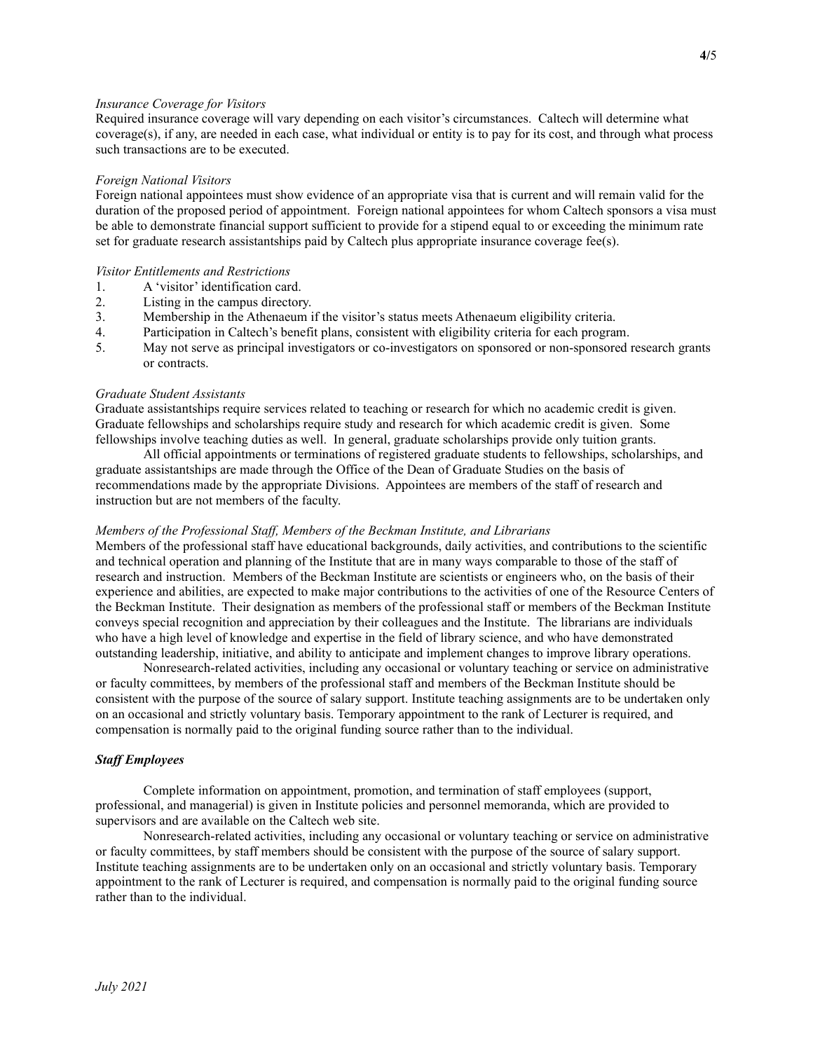*Insurance Coverage for Visitors*
Required insurance coverage will vary depending on each visitor's circumstances. Caltech will determine what coverage(s), if any, are needed in each case, what individual or entity is to pay for its cost, and through what process such transactions are to be executed.

*Foreign National Visitors*
Foreign national appointees must show evidence of an appropriate visa that is current and will remain valid for the duration of the proposed period of appointment. Foreign national appointees for whom Caltech sponsors a visa must be able to demonstrate financial support sufficient to provide for a stipend equal to or exceeding the minimum rate set for graduate research assistantships paid by Caltech plus appropriate insurance coverage fee(s).

*Visitor Entitlements and Restrictions*
1. A 'visitor' identification card.
2. Listing in the campus directory.
3. Membership in the Athenaeum if the visitor's status meets Athenaeum eligibility criteria.
4. Participation in Caltech's benefit plans, consistent with eligibility criteria for each program.
5. May not serve as principal investigators or co-investigators on sponsored or non-sponsored research grants or contracts.

*Graduate Student Assistants*
Graduate assistantships require services related to teaching or research for which no academic credit is given. Graduate fellowships and scholarships require study and research for which academic credit is given. Some fellowships involve teaching duties as well. In general, graduate scholarships provide only tuition grants.

All official appointments or terminations of registered graduate students to fellowships, scholarships, and graduate assistantships are made through the Office of the Dean of Graduate Studies on the basis of recommendations made by the appropriate Divisions. Appointees are members of the staff of research and instruction but are not members of the faculty.

*Members of the Professional Staff, Members of the Beckman Institute, and Librarians*
Members of the professional staff have educational backgrounds, daily activities, and contributions to the scientific and technical operation and planning of the Institute that are in many ways comparable to those of the staff of research and instruction. Members of the Beckman Institute are scientists or engineers who, on the basis of their experience and abilities, are expected to make major contributions to the activities of one of the Resource Centers of the Beckman Institute. Their designation as members of the professional staff or members of the Beckman Institute conveys special recognition and appreciation by their colleagues and the Institute. The librarians are individuals who have a high level of knowledge and expertise in the field of library science, and who have demonstrated outstanding leadership, initiative, and ability to anticipate and implement changes to improve library operations.

Nonresearch-related activities, including any occasional or voluntary teaching or service on administrative or faculty committees, by members of the professional staff and members of the Beckman Institute should be consistent with the purpose of the source of salary support. Institute teaching assignments are to be undertaken only on an occasional and strictly voluntary basis. Temporary appointment to the rank of Lecturer is required, and compensation is normally paid to the original funding source rather than to the individual.

***Staff Employees***

Complete information on appointment, promotion, and termination of staff employees (support, professional, and managerial) is given in Institute policies and personnel memoranda, which are provided to supervisors and are available on the Caltech web site.

Nonresearch-related activities, including any occasional or voluntary teaching or service on administrative or faculty committees, by staff members should be consistent with the purpose of the source of salary support. Institute teaching assignments are to be undertaken only on an occasional and strictly voluntary basis. Temporary appointment to the rank of Lecturer is required, and compensation is normally paid to the original funding source rather than to the individual.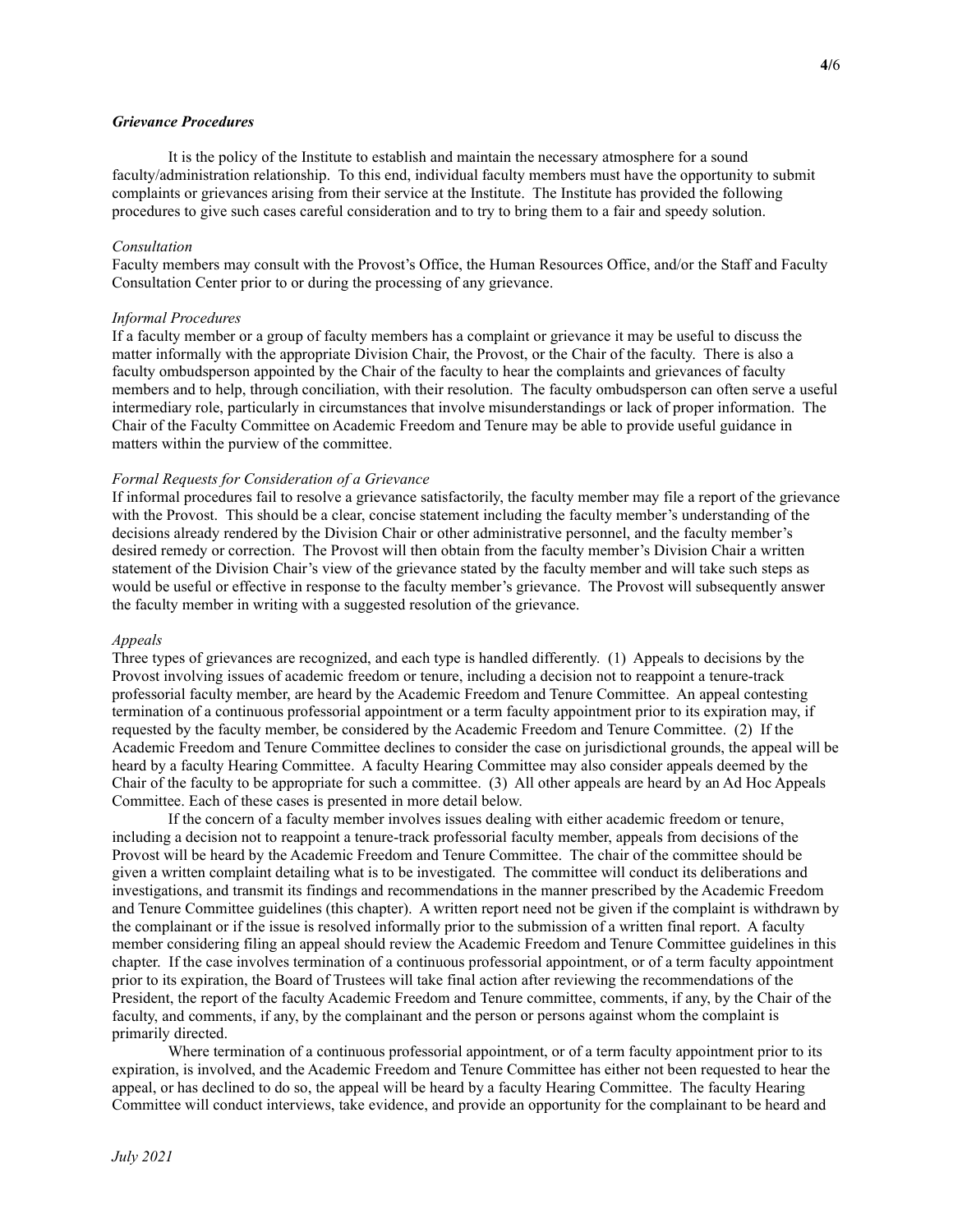### *Grievance Procedures*

It is the policy of the Institute to establish and maintain the necessary atmosphere for a sound faculty/administration relationship. To this end, individual faculty members must have the opportunity to submit complaints or grievances arising from their service at the Institute. The Institute has provided the following procedures to give such cases careful consideration and to try to bring them to a fair and speedy solution.

*Consultation*

Faculty members may consult with the Provost's Office, the Human Resources Office, and/or the Staff and Faculty Consultation Center prior to or during the processing of any grievance.

*Informal Procedures*

If a faculty member or a group of faculty members has a complaint or grievance it may be useful to discuss the matter informally with the appropriate Division Chair, the Provost, or the Chair of the faculty. There is also a faculty ombudsperson appointed by the Chair of the faculty to hear the complaints and grievances of faculty members and to help, through conciliation, with their resolution. The faculty ombudsperson can often serve a useful intermediary role, particularly in circumstances that involve misunderstandings or lack of proper information. The Chair of the Faculty Committee on Academic Freedom and Tenure may be able to provide useful guidance in matters within the purview of the committee.

*Formal Requests for Consideration of a Grievance*

If informal procedures fail to resolve a grievance satisfactorily, the faculty member may file a report of the grievance with the Provost. This should be a clear, concise statement including the faculty member's understanding of the decisions already rendered by the Division Chair or other administrative personnel, and the faculty member's desired remedy or correction. The Provost will then obtain from the faculty member's Division Chair a written statement of the Division Chair's view of the grievance stated by the faculty member and will take such steps as would be useful or effective in response to the faculty member's grievance. The Provost will subsequently answer the faculty member in writing with a suggested resolution of the grievance.

*Appeals*

Three types of grievances are recognized, and each type is handled differently. (1) Appeals to decisions by the Provost involving issues of academic freedom or tenure, including a decision not to reappoint a tenure-track professorial faculty member, are heard by the Academic Freedom and Tenure Committee. An appeal contesting termination of a continuous professorial appointment or a term faculty appointment prior to its expiration may, if requested by the faculty member, be considered by the Academic Freedom and Tenure Committee. (2) If the Academic Freedom and Tenure Committee declines to consider the case on jurisdictional grounds, the appeal will be heard by a faculty Hearing Committee. A faculty Hearing Committee may also consider appeals deemed by the Chair of the faculty to be appropriate for such a committee. (3) All other appeals are heard by an Ad Hoc Appeals Committee. Each of these cases is presented in more detail below.

If the concern of a faculty member involves issues dealing with either academic freedom or tenure, including a decision not to reappoint a tenure-track professorial faculty member, appeals from decisions of the Provost will be heard by the Academic Freedom and Tenure Committee. The chair of the committee should be given a written complaint detailing what is to be investigated. The committee will conduct its deliberations and investigations, and transmit its findings and recommendations in the manner prescribed by the Academic Freedom and Tenure Committee guidelines (this chapter). A written report need not be given if the complaint is withdrawn by the complainant or if the issue is resolved informally prior to the submission of a written final report. A faculty member considering filing an appeal should review the Academic Freedom and Tenure Committee guidelines in this chapter. If the case involves termination of a continuous professorial appointment, or of a term faculty appointment prior to its expiration, the Board of Trustees will take final action after reviewing the recommendations of the President, the report of the faculty Academic Freedom and Tenure committee, comments, if any, by the Chair of the faculty, and comments, if any, by the complainant and the person or persons against whom the complaint is primarily directed.

Where termination of a continuous professorial appointment, or of a term faculty appointment prior to its expiration, is involved, and the Academic Freedom and Tenure Committee has either not been requested to hear the appeal, or has declined to do so, the appeal will be heard by a faculty Hearing Committee. The faculty Hearing Committee will conduct interviews, take evidence, and provide an opportunity for the complainant to be heard and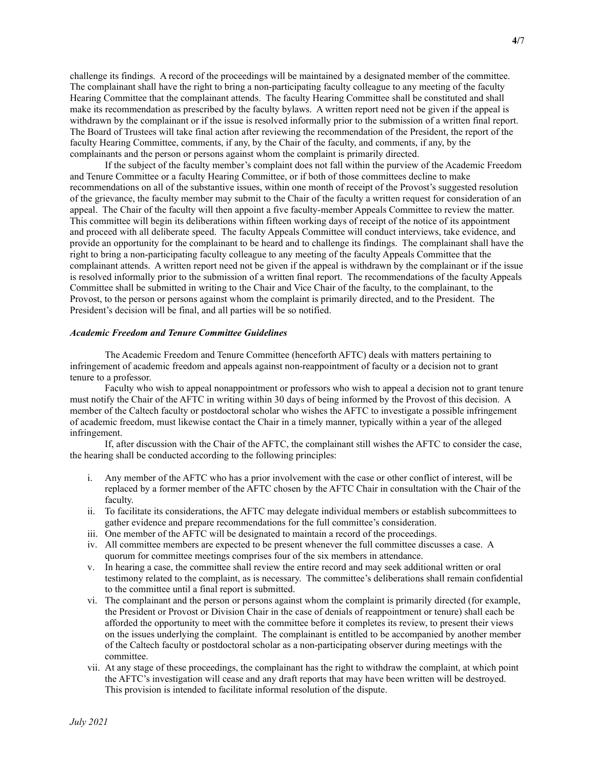challenge its findings. A record of the proceedings will be maintained by a designated member of the committee. The complainant shall have the right to bring a non-participating faculty colleague to any meeting of the faculty Hearing Committee that the complainant attends. The faculty Hearing Committee shall be constituted and shall make its recommendation as prescribed by the faculty bylaws. A written report need not be given if the appeal is withdrawn by the complainant or if the issue is resolved informally prior to the submission of a written final report. The Board of Trustees will take final action after reviewing the recommendation of the President, the report of the faculty Hearing Committee, comments, if any, by the Chair of the faculty, and comments, if any, by the complainants and the person or persons against whom the complaint is primarily directed.

If the subject of the faculty member's complaint does not fall within the purview of the Academic Freedom and Tenure Committee or a faculty Hearing Committee, or if both of those committees decline to make recommendations on all of the substantive issues, within one month of receipt of the Provost's suggested resolution of the grievance, the faculty member may submit to the Chair of the faculty a written request for consideration of an appeal. The Chair of the faculty will then appoint a five faculty-member Appeals Committee to review the matter. This committee will begin its deliberations within fifteen working days of receipt of the notice of its appointment and proceed with all deliberate speed. The faculty Appeals Committee will conduct interviews, take evidence, and provide an opportunity for the complainant to be heard and to challenge its findings. The complainant shall have the right to bring a non-participating faculty colleague to any meeting of the faculty Appeals Committee that the complainant attends. A written report need not be given if the appeal is withdrawn by the complainant or if the issue is resolved informally prior to the submission of a written final report. The recommendations of the faculty Appeals Committee shall be submitted in writing to the Chair and Vice Chair of the faculty, to the complainant, to the Provost, to the person or persons against whom the complaint is primarily directed, and to the President. The President's decision will be final, and all parties will be so notified.

***Academic Freedom and Tenure Committee Guidelines***

The Academic Freedom and Tenure Committee (henceforth AFTC) deals with matters pertaining to infringement of academic freedom and appeals against non-reappointment of faculty or a decision not to grant tenure to a professor.

Faculty who wish to appeal nonappointment or professors who wish to appeal a decision not to grant tenure must notify the Chair of the AFTC in writing within 30 days of being informed by the Provost of this decision. A member of the Caltech faculty or postdoctoral scholar who wishes the AFTC to investigate a possible infringement of academic freedom, must likewise contact the Chair in a timely manner, typically within a year of the alleged infringement.

If, after discussion with the Chair of the AFTC, the complainant still wishes the AFTC to consider the case, the hearing shall be conducted according to the following principles:

i. Any member of the AFTC who has a prior involvement with the case or other conflict of interest, will be replaced by a former member of the AFTC chosen by the AFTC Chair in consultation with the Chair of the faculty.
ii. To facilitate its considerations, the AFTC may delegate individual members or establish subcommittees to gather evidence and prepare recommendations for the full committee's consideration.
iii. One member of the AFTC will be designated to maintain a record of the proceedings.
iv. All committee members are expected to be present whenever the full committee discusses a case. A quorum for committee meetings comprises four of the six members in attendance.
v. In hearing a case, the committee shall review the entire record and may seek additional written or oral testimony related to the complaint, as is necessary. The committee's deliberations shall remain confidential to the committee until a final report is submitted.
vi. The complainant and the person or persons against whom the complaint is primarily directed (for example, the President or Provost or Division Chair in the case of denials of reappointment or tenure) shall each be afforded the opportunity to meet with the committee before it completes its review, to present their views on the issues underlying the complaint. The complainant is entitled to be accompanied by another member of the Caltech faculty or postdoctoral scholar as a non-participating observer during meetings with the committee.
vii. At any stage of these proceedings, the complainant has the right to withdraw the complaint, at which point the AFTC's investigation will cease and any draft reports that may have been written will be destroyed. This provision is intended to facilitate informal resolution of the dispute.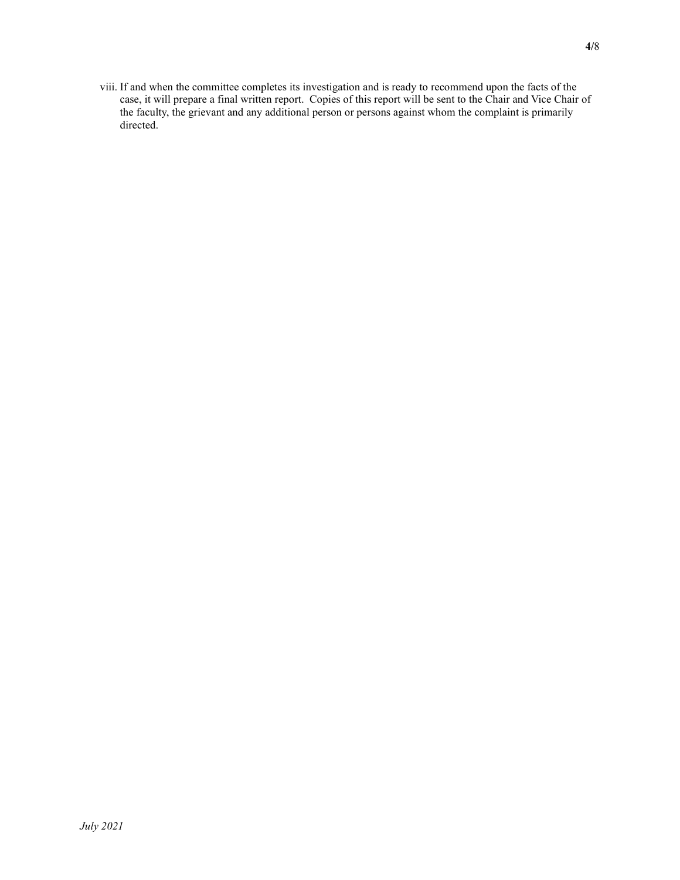viii. If and when the committee completes its investigation and is ready to recommend upon the facts of the case, it will prepare a final written report. Copies of this report will be sent to the Chair and Vice Chair of the faculty, the grievant and any additional person or persons against whom the complaint is primarily directed.